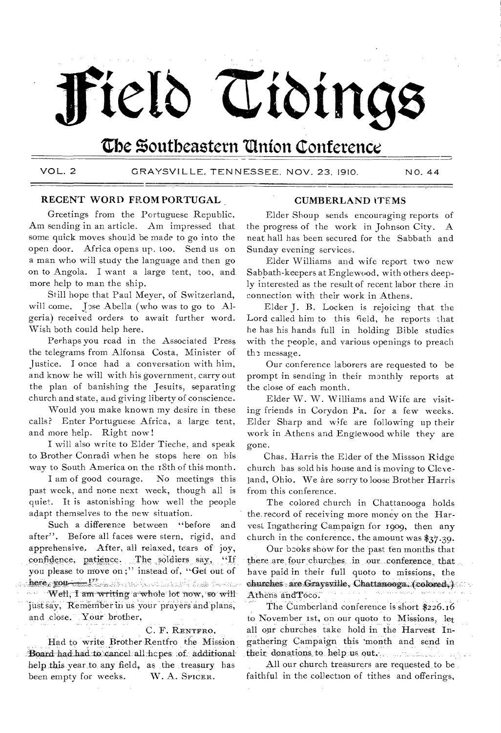# Field Tidings

## The Southeastern Union Conference

VOL. 2 GRAYSVILLE, TENNESSEE, NOV. 23, 1910. NO. 44

### RECENT WORD FROM PORTUGAL

Greetings from the Portuguese Republic. Am sending in an article. Am impressed that some quick moves should be made to go into the open door. Africa opens up, too. Send us on a man who will study the language and then go on to Angola. I want a large tent, too, and more help to man the ship.

Still hope that Paul Meyer, of Switzerland, will come. Jose Abella (who was to go to Algeria) received orders to await further word. Wish both could help here.

Perhaps you read in the Associated Press the telegrams from Alfonsa Costa, Minister of Justice. I once had a conversation with him, and know he will with his government, carry out the plan of banishing the Jesuits, separating church and state, and giving liberty of conscience.

Would you make known my desire in these calls? Enter Portuguese Africa, a large tent, and more help. Right now!

I will also write to Elder Tieche, and speak to Brother Conradi when he stops here on his way to South America on the 18th of this month.

I am of good courage. No meetings this past week, and none next week, though all is quiet. It is astonishing how well the people adapt themselves to the new situation.

Such a difference between "before and after". Before all faces were stern, rigid, and apprehensive. After, all relaxed, tears of joy, confidence, patience. The soldiers say, "If you please to move on;" instead of, "Get out of here, you——!"

Well, I am writing a whole lot now, so will just say, Remember in us your prayers and plans, and close. Your brother,

C. F. RENTFRO.

Had to write Brother Rentfro the Mission Board had had to cancel all hopes of additional help this year to any field, as the treasury has been empty for weeks. W. A. SPICER.

### CUMBERLAND ITEMS

Elder Shoup sends encouraging reports of the progress of the work in Johnson City. A neat hall has been secured for the Sabbath and Sunday evening services.

Elder Williams and wife report two new Sabbath-keepers at Englewood, with others deeply interested as the result of recent labor there in connection with their work in Athens.

Elder J. B. Locken is rejoicing that the Lord called him to this field, he reports that he has his hands full in holding Bible studies with the people, and various openings to preach the message.

Our conference laborers are requested to be prompt in sending in their monthly reports at the close of each month.

Elder W. W. Williams and Wife are visiting friends in Corydon Pa. for a few weeks. Elder Sharp and wife are following up their work in Athens and Englewood while they are gone.

Chas. Harris the Elder of the Missson Ridge church has sold his house and is moving to Cleveland, Ohio. We are sorry to loose Brother Harris from this conference.

The colored church in Chattanooga holds the record of receiving more money on the Harvest Ingathering Campaign for 1909, then any church in the conference, the amount was $37.39.

Our books show for the past ten months that there are four churches in our conference that have paid in their full quoto to missions, the churches are Graysville, Chattanooga, (colored,) Athens andToco.

The Cumberland conference is short $226.16 to November 1st, on our quoto to Missions, let all our churches take hold in the Harvest Ingathering Campaign this month and send in their donations to help us out.

All our church treasurers are requested to be faithful in the collection of tithes and offerings,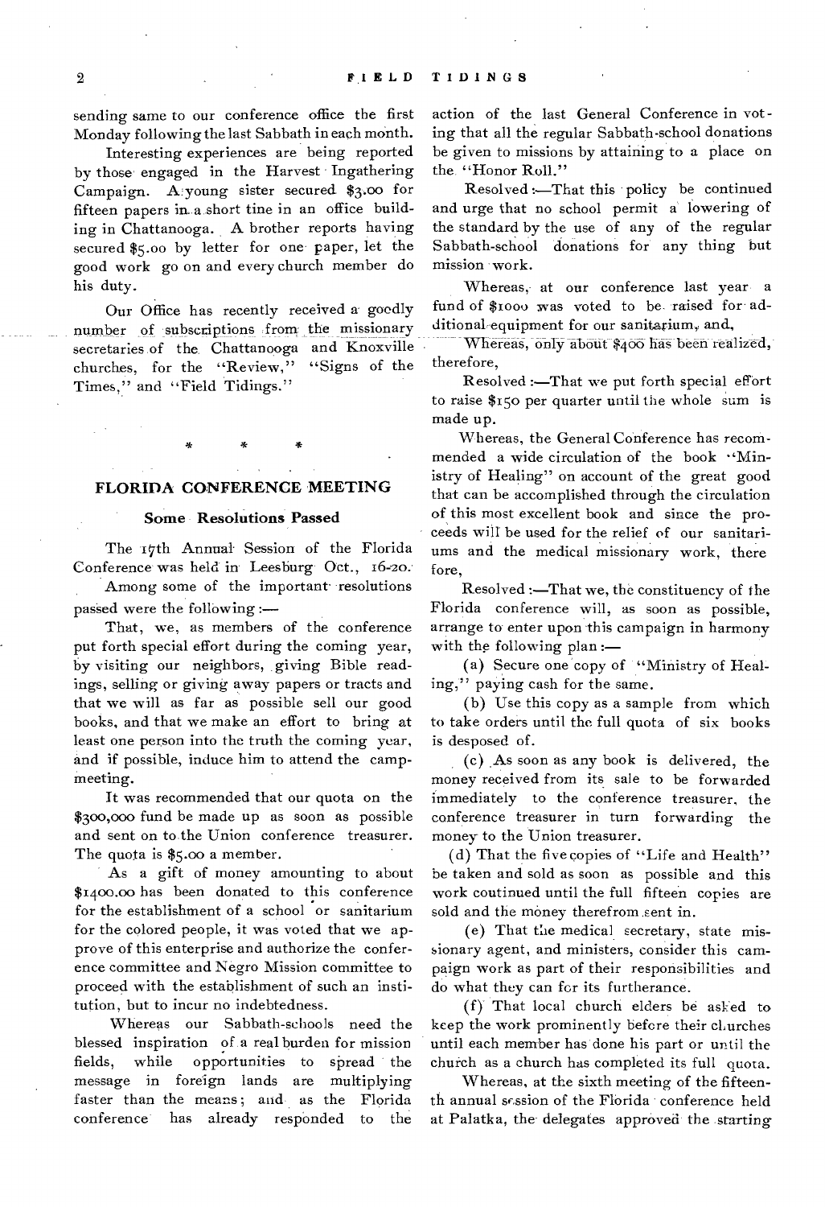sending same to our conference office the first Monday following the last Sabbath in each month.

Interesting experiences are being reported by those engaged in the Harvest Ingathering Campaign. A young sister secured $3.00 for fifteen papers in a short tine in an office building in Chattanooga. A brother reports having secured $5.00 by letter for one paper, let the good work go on and every church member do his duty.

Our Office has recently received a goodly number of subscriptions from the missionary secretaries of the Chattanooga and Knoxville churches, for the "Review," "Signs of the Times," and "Field Tidings."

\* \* \*

## FLORIDA CONFERENCE MEETING

### Some Resolutions Passed

The 17th Annual Session of the Florida Conference was held in Leesburg Oct., 16-20.

Among some of the important resolutions passed were the following:—

That, we, as members of the conference put forth special effort during the coming year, by visiting our neighbors, giving Bible readings, selling or giving away papers or tracts and that we will as far as possible sell our good books, and that we make an effort to bring at least one person into the truth the coming year, and if possible, induce him to attend the campmeeting.

It was recommended that our quota on the $300,000 fund be made up as soon as possible and sent on to the Union conference treasurer. The quota is $5.00 a member.

As a gift of money amounting to about $1400.00 has been donated to this conference for the establishment of a school or sanitarium for the colored people, it was voted that we approve of this enterprise and authorize the conference committee and Negro Mission committee to proceed with the establishment of such an institution, but to incur no indebtedness.

Whereas our Sabbath-schools need the blessed inspiration of a real burden for mission fields, while opportunities to spread the message in foreign lands are multiplying faster than the means; and as the Florida conference has already responded to the action of the last General Conference in voting that all the regular Sabbath-school donations be given to missions by attaining to a place on the "Honor Roll."

Resolved:—That this policy be continued and urge that no school permit a lowering of the standard by the use of any of the regular Sabbath-school donations for any thing but mission work.

Whereas, at our conference last year a fund of $1000 was voted to be raised for additional equipment for our sanitarium, and,

Whereas, only about $400 has been realized, therefore,

Resolved:—That we put forth special effort to raise $150 per quarter until the whole sum is made up.

Whereas, the General Conference has recommended a wide circulation of the book "Ministry of Healing" on account of the great good that can be accomplished through the circulation of this most excellent book and since the proceeds will be used for the relief of our sanitariums and the medical missionary work, there fore,

Resolved:—That we, the constituency of the Florida conference will, as soon as possible, arrange to enter upon this campaign in harmony with the following plan:—

(a) Secure one copy of "Ministry of Healing," paying cash for the same.

(b) Use this copy as a sample from which to take orders until the full quota of six books is desposed of.

(c) As soon as any book is delivered, the money received from its sale to be forwarded immediately to the conference treasurer, the conference treasurer in turn forwarding the money to the Union treasurer.

(d) That the five copies of "Life and Health" be taken and sold as soon as possible and this work coutinued until the full fifteen copies are sold and the money therefrom sent in.

(e) That the medical secretary, state missionary agent, and ministers, consider this campaign work as part of their responsibilities and do what they can for its furtherance.

(f) That local church elders be asked to keep the work prominently before their churches until each member has done his part or until the church as a church has completed its full quota.

Whereas, at the sixth meeting of the fifteenth annual session of the Florida conference held at Palatka, the delegates approved the starting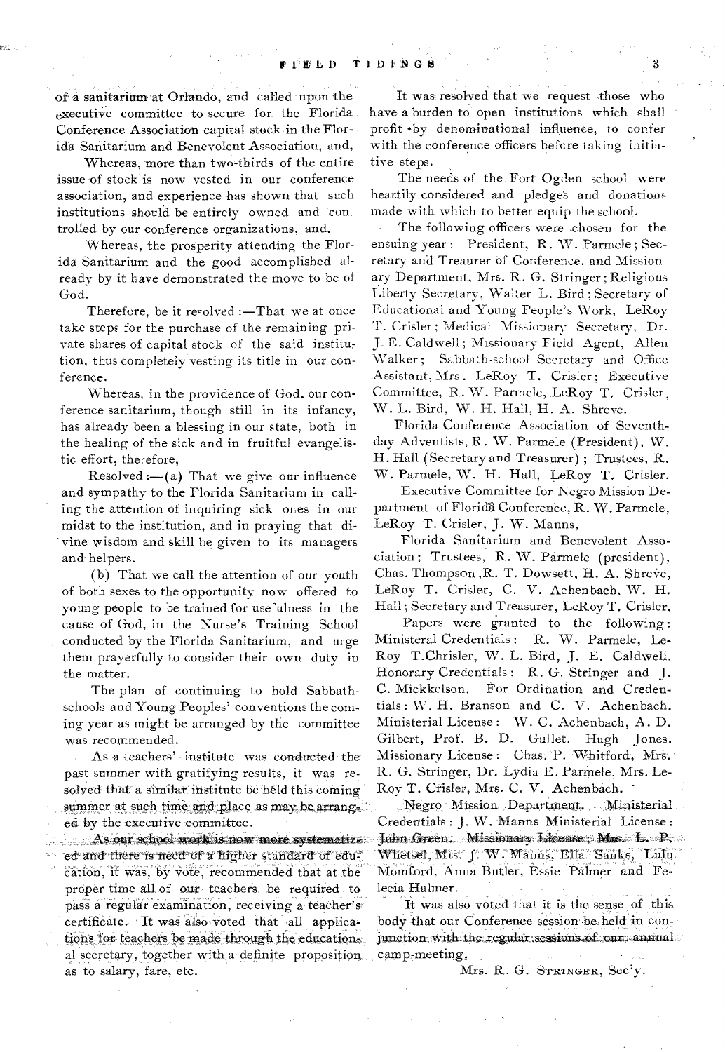of a sanitarium at Orlando, and called upon the executive committee to secure for the Florida Conference Association capital stock in the Florida Sanitarium and Benevolent Association, and,

Whereas, more than two-thirds of the entire issue of stock is now vested in our conference association, and experience has shown that such institutions should be entirely owned and controlled by our conference organizations, and.

Whereas, the prosperity attending the Florida Sanitarium and the good accomplished already by it have demonstrated the move to be of God.

Therefore, be it resolved :—That we at once take steps for the purchase of the remaining private shares of capital stock of the said institution, thus completely vesting its title in our conference.

Whereas, in the providence of God, our conference sanitarium, though still in its infancy, has already been a blessing in our state, both in the healing of the sick and in fruitful evangelistic effort, therefore,

Resolved :—(a) That we give our influence and sympathy to the Florida Sanitarium in calling the attention of inquiring sick ones in our midst to the institution, and in praying that divine wisdom and skill be given to its managers and helpers.

(b) That we call the attention of our youth of both sexes to the opportunity now offered to young people to be trained for usefulness in the cause of God, in the Nurse's Training School conducted by the Florida Sanitarium, and urge them prayerfully to consider their own duty in the matter.

The plan of continuing to hold Sabbath-schools and Young Peoples' conventions the coming year as might be arranged by the committee was recommended.

As a teachers' institute was conducted the past summer with gratifying results, it was resolved that a similar institute be held this coming summer at such time and place as may be arranged by the executive committee.

As our school work is now more systematized and there is need of a higher standard of education, it was, by vote, recommended that at the proper time all of our teachers be required to pass a regular examination, receiving a teacher's certificate. It was also voted that all applications for teachers be made through the educational secretary, together with a definite proposition as to salary, fare, etc.

It was resolved that we request those who have a burden to open institutions which shall profit by denominational influence, to confer with the conference officers before taking initiative steps.

The needs of the Fort Ogden school were heartily considered and pledges and donations made with which to better equip the school.

The following officers were chosen for the ensuing year: President, R. W. Parmele; Secretary and Treaurer of Conference, and Missionary Department, Mrs. R. G. Stringer; Religious Liberty Secretary, Walter L. Bird; Secretary of Educational and Young People's Work, LeRoy T. Crisler; Medical Missionary Secretary, Dr. J. E. Caldwell; Missionary Field Agent, Allen Walker; Sabbath-school Secretary and Office Assistant, Mrs. LeRoy T. Crisler; Executive Committee, R. W. Parmele, LeRoy T. Crisler, W. L. Bird, W. H. Hall, H. A. Shreve.

Florida Conference Association of Seventh-day Adventists, R. W. Parmele (President), W. H. Hall (Secretary and Treasurer); Trustees, R. W. Parmele, W. H. Hall, LeRoy T. Crisler.

Executive Committee for Negro Mission Department of Florida Conference, R. W. Parmele, LeRoy T. Crisler, J. W. Manns,

Florida Sanitarium and Benevolent Association; Trustees, R. W. Parmele (president), Chas. Thompson, R. T. Dowsett, H. A. Shreve, LeRoy T. Crisler, C. V. Achenbach, W. H. Hall; Secretary and Treasurer, LeRoy T. Crisler.

Papers were granted to the following: Ministeral Credentials: R. W. Parmele, LeRoy T. Chrisler, W. L. Bird, J. E. Caldwell. Honorary Credentials: R. G. Stringer and J. C. Mickkelson. For Ordination and Credentials: W. H. Branson and C. V. Achenbach. Ministerial License: W. C. Achenbach, A. D. Gilbert, Prof. B. D. Gullet, Hugh Jones. Missionary License: Chas. P. Whitford, Mrs. R. G. Stringer, Dr. Lydia E. Parmele, Mrs. LeRoy T. Crisler, Mrs. C. V. Achenbach.

Negro Mission Department. Ministerial Credentials: J. W. Manns Ministerial License: John Green. Missionary License: Mrs. L. P. Whetsel, Mrs. J. W. Manns, Ella Sanks, Lulu Momford, Anna Butler, Essie Palmer and Felecia Halmer.

It was also voted that it is the sense of this body that our Conference session be held in conjunction with the regular sessions of our annual camp-meeting.

Mrs. R. G. Stringer, Sec'y.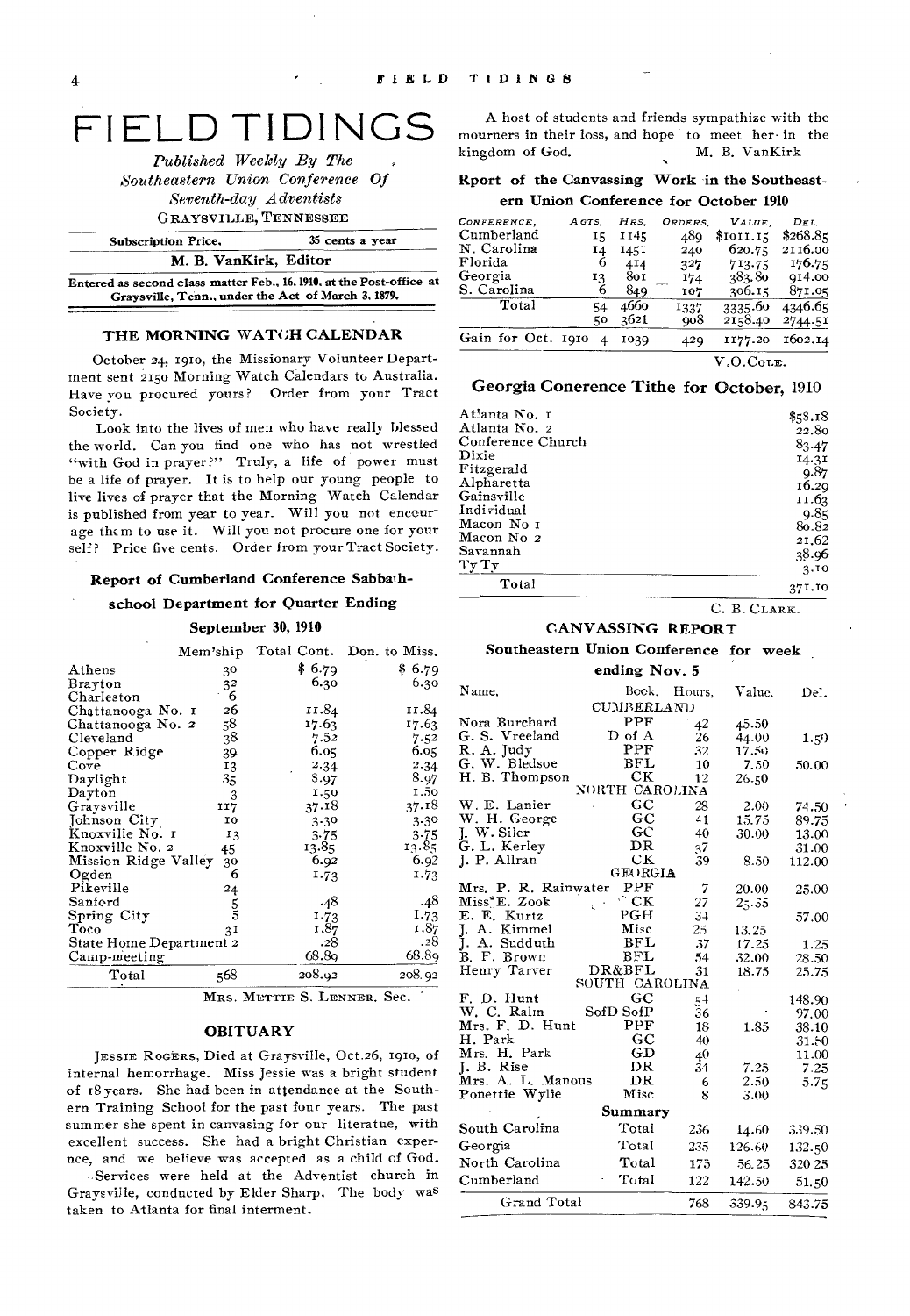# FIELD TIDINGS

*Published Weekly By The Southeastern Union Conference Of Seventh-day Adventists*

GRAYSVILLE, TENNESSEE

Subscription Price. 35 cents a year

M. B. VanKirk, Editor

Entered as second class matter Feb., 16, 1910, at the Post-office at Graysville, Tenn., under the Act of March 3, 1879.

### THE MORNING WATCH CALENDAR

October 24, 1910, the Missionary Volunteer Department sent 2150 Morning Watch Calendars to Australia. Have you procured yours? Order from your Tract Society.

Look into the lives of men who have really blessed the world. Can you find one who has not wrestled "with God in prayer?" Truly, a life of power must be a life of prayer. It is to help our young people to live lives of prayer that the Morning Watch Calendar is published from year to year. Will you not encourage them to use it. Will you not procure one for your self? Price five cents. Order from your Tract Society.

### Report of Cumberland Conference Sabbath-school Department for Quarter Ending September 30, 1910

| | Mem'ship | Total Cont. | Don. to Miss. |
|---|---|---|---|
| Athens | 30 | $ 6.79 | $ 6.79 |
| Brayton | 32 | 6.30 | 6.30 |
| Charleston | 6 | | |
| Chattanooga No. 1 | 26 | 11.84 | 11.84 |
| Chattanooga No. 2 | 58 | 17.63 | 17.63 |
| Cleveland | 38 | 7.52 | 7.52 |
| Copper Ridge | 39 | 6.05 | 6.05 |
| Cove | 13 | 2.34 | 2.34 |
| Daylight | 35 | 8.97 | 8.97 |
| Dayton | 3 | 1.50 | 1.50 |
| Graysville | 117 | 37.18 | 37.18 |
| Johnson City | 10 | 3.30 | 3.30 |
| Knoxville No. 1 | 13 | 3.75 | 3.75 |
| Knoxville No. 2 | 45 | 13.85 | 13.85 |
| Mission Ridge Valley | 30 | 6.92 | 6.92 |
| Ogden | 6 | 1.73 | 1.73 |
| Pikeville | 24 | | |
| Sanford | 5 | .48 | .48 |
| Spring City | 5 | 1.73 | 1.73 |
| Toco | 31 | 1.87 | 1.87 |
| State Home Department | 2 | .28 | .28 |
| Camp-meeting | | 68.89 | 68.89 |
| Total | 568 | 208.92 | 208.92 |

MRS. METTIE S. LENNER, Sec.

### OBITUARY

JESSIE ROGERS, Died at Graysville, Oct.26, 1910, of internal hemorrhage. Miss Jessie was a bright student of 18 years. She had been in attendance at the Southern Training School for the past four years. The past summer she spent in canvassing for our literatue, with excellent success. She had a bright Christian expernce, and we believe was accepted as a child of God.

Services were held at the Adventist church in Graysville, conducted by Elder Sharp. The body was taken to Atlanta for final interment.

A host of students and friends sympathize with the mourners in their loss, and hope to meet her in the kingdom of God.

M. B. VanKirk

### Rport of the Canvassing Work in the Southeastern Union Conference for October 1910

| CONFERENCE, | AGTS. | HRS. | ORDERS. | VALUE, | DEL. |
|---|---|---|---|---|---|
| Cumberland | 15 | 1145 | 489 | $1011.15 | $268.85 |
| N. Carolina | 14 | 1451 | 240 | 620.75 | 2116.00 |
| Florida | 6 | 414 | 327 | 713.75 | 176.75 |
| Georgia | 13 | 801 | 174 | 383.80 | 914.00 |
| S. Carolina | 6 | 849 | 107 | 306.15 | 871.05 |
| Total | 54 | 4660 | 1337 | 3335.60 | 4346.65 |
| | 50 | 3621 | 908 | 2158.40 | 2744.51 |
| Gain for Oct. 1910 | 4 | 1039 | 429 | 1177.20 | 1602.14 |

V.O.COLE.

### Georgia Conerence Tithe for October, 1910

| | |
|---|---|
| Atlanta No. 1 | $58.18 |
| Atlanta No. 2 | 22.80 |
| Conference Church | 83.47 |
| Dixie | 14.31 |
| Fitzgerald | 9.87 |
| Alpharetta | 16.29 |
| Gainsville | 11.63 |
| Individual | 9.85 |
| Macon No 1 | 80.82 |
| Macon No 2 | 21.62 |
| Savannah | 38.96 |
| Ty Ty | 3.10 |
| Total | 371.10 |

C. B. CLARK.

### CANVASSING REPORT

#### Southeastern Union Conference for week ending Nov. 5

| Name, | Book. | Hours, | Value. | Del. |
|---|---|---|---|---|
| CUMBERLAND | | | | |
| Nora Burchard | PPF | 42 | 45.50 | |
| G. S. Vreeland | D of A | 26 | 44.00 | 1.50 |
| R. A. Judy | PPF | 32 | 17.50 | |
| G. W. Bledsoe | BFL | 10 | 7.50 | 50.00 |
| H. B. Thompson | CK | 12 | 26.50 | |
| NORTH CAROLINA | | | | |
| W. E. Lanier | GC | 28 | 2.00 | 74.50 |
| W. H. George | GC | 41 | 15.75 | 89.75 |
| J. W. Siler | GC | 40 | 30.00 | 13.00 |
| G. L. Kerley | DR | 37 | | 31.00 |
| J. P. Allran | CK | 39 | 8.50 | 112.00 |
| GEORGIA | | | | |
| Mrs. P. R. Rainwater | PPF | 7 | 20.00 | 25.00 |
| Miss E. Zook | CK | 27 | 25.35 | |
| E. E. Kurtz | PGH | 34 | | 57.00 |
| J. A. Kimmel | Misc | 25 | 13.25 | |
| J. A. Sudduth | BFL | 37 | 17.25 | 1.25 |
| B. F. Brown | BFL | 54 | 32.00 | 28.50 |
| Henry Tarver | DR&BFL | 31 | 18.75 | 25.75 |
| SOUTH CAROLINA | | | | |
| F. D. Hunt | GC | 54 | | 148.90 |
| W. C. Ralm | SofD SofP | 36 | | 97.00 |
| Mrs. F. D. Hunt | PPF | 18 | 1.85 | 38.10 |
| H. Park | GC | 40 | | 31.50 |
| Mrs. H. Park | GD | 40 | | 11.00 |
| J. B. Rise | DR | 34 | 7.25 | 7.25 |
| Mrs. A. L. Manous | DR | 6 | 2.50 | 5.75 |
| Ponettie Wylie | Misc | 8 | 3.00 | |
| Summary | | | | |
| South Carolina | Total | 236 | 14.60 | 339.50 |
| Georgia | Total | 235 | 126.60 | 132.50 |
| North Carolina | Total | 175 | 56.25 | 320.25 |
| Cumberland | Total | 122 | 142.50 | 51.50 |
| Grand Total | | 768 | 339.95 | 843.75 |